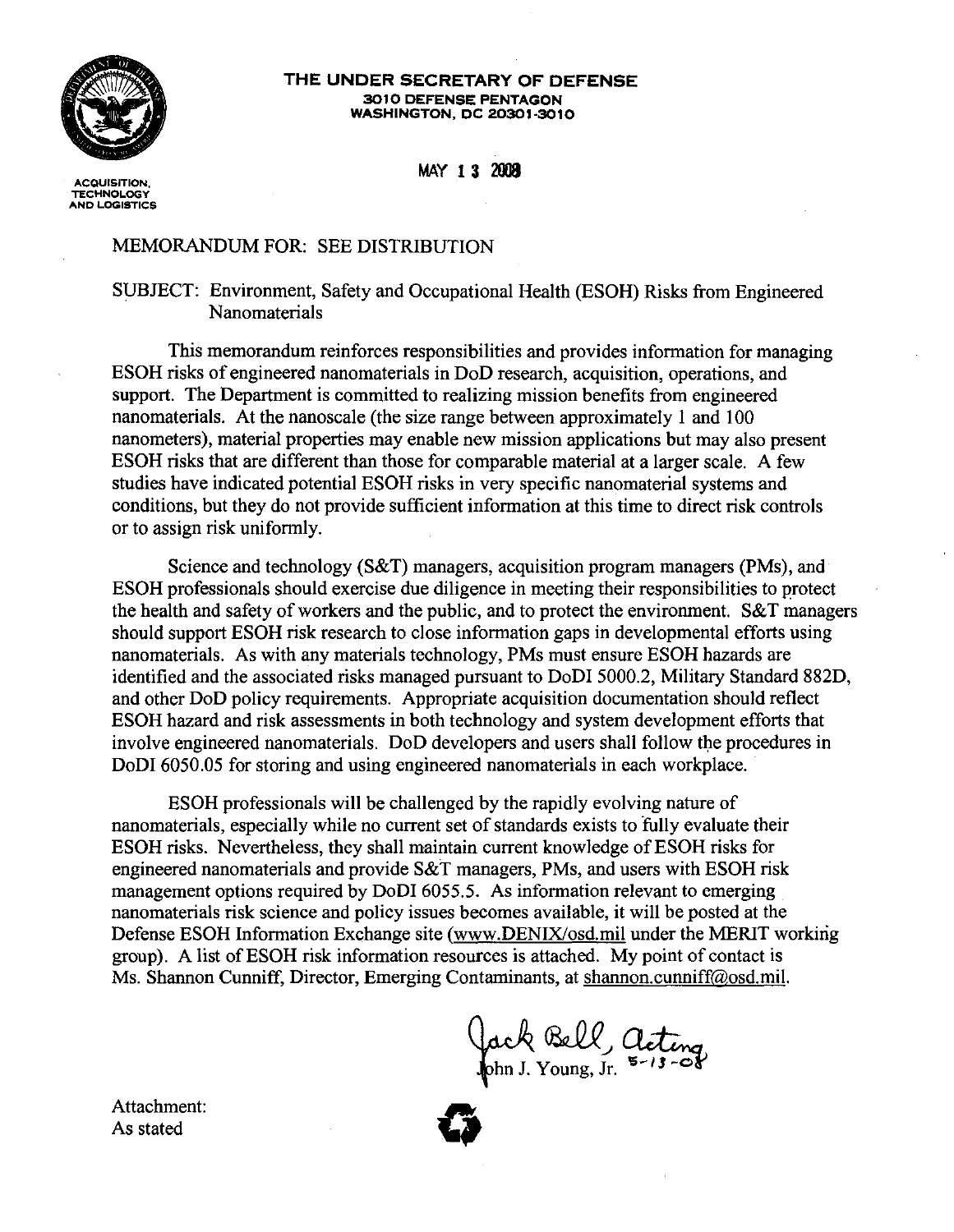**THE UNDER SECRETARY OF DEFENSE**
**3010 DEFENSE PENTAGON**
**WASHINGTON, DC 20301-3010**

ACQUISITION, TECHNOLOGY AND LOGISTICS

MAY 13 2008

MEMORANDUM FOR: SEE DISTRIBUTION

SUBJECT: Environment, Safety and Occupational Health (ESOH) Risks from Engineered Nanomaterials

This memorandum reinforces responsibilities and provides information for managing ESOH risks of engineered nanomaterials in DoD research, acquisition, operations, and support. The Department is committed to realizing mission benefits from engineered nanomaterials. At the nanoscale (the size range between approximately 1 and 100 nanometers), material properties may enable new mission applications but may also present ESOH risks that are different than those for comparable material at a larger scale. A few studies have indicated potential ESOH risks in very specific nanomaterial systems and conditions, but they do not provide sufficient information at this time to direct risk controls or to assign risk uniformly.

Science and technology (S&T) managers, acquisition program managers (PMs), and ESOH professionals should exercise due diligence in meeting their responsibilities to protect the health and safety of workers and the public, and to protect the environment. S&T managers should support ESOH risk research to close information gaps in developmental efforts using nanomaterials. As with any materials technology, PMs must ensure ESOH hazards are identified and the associated risks managed pursuant to DoDI 5000.2, Military Standard 882D, and other DoD policy requirements. Appropriate acquisition documentation should reflect ESOH hazard and risk assessments in both technology and system development efforts that involve engineered nanomaterials. DoD developers and users shall follow the procedures in DoDI 6050.05 for storing and using engineered nanomaterials in each workplace.

ESOH professionals will be challenged by the rapidly evolving nature of nanomaterials, especially while no current set of standards exists to fully evaluate their ESOH risks. Nevertheless, they shall maintain current knowledge of ESOH risks for engineered nanomaterials and provide S&T managers, PMs, and users with ESOH risk management options required by DoDI 6055.5. As information relevant to emerging nanomaterials risk science and policy issues becomes available, it will be posted at the Defense ESOH Information Exchange site (www.DENIX/osd.mil under the MERIT working group). A list of ESOH risk information resources is attached. My point of contact is Ms. Shannon Cunniff, Director, Emerging Contaminants, at shannon.cunniff@osd.mil.

Jack Bell, acting 5-13-08
John J. Young, Jr.

Attachment:
As stated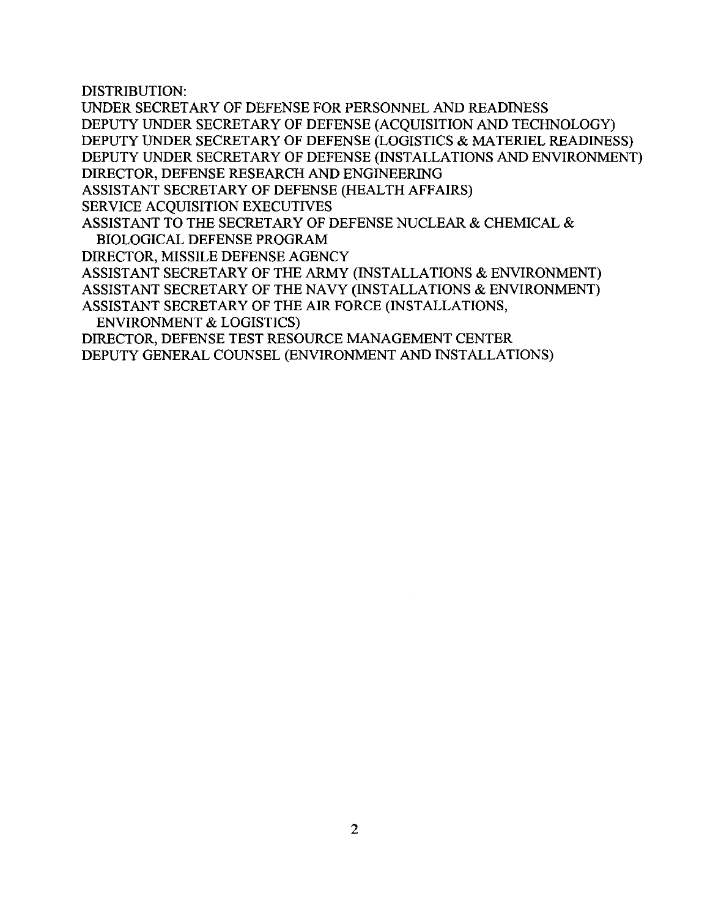DISTRIBUTION:

UNDER SECRETARY OF DEFENSE FOR PERSONNEL AND READINESS
DEPUTY UNDER SECRETARY OF DEFENSE (ACQUISITION AND TECHNOLOGY)
DEPUTY UNDER SECRETARY OF DEFENSE (LOGISTICS & MATERIEL READINESS)
DEPUTY UNDER SECRETARY OF DEFENSE (INSTALLATIONS AND ENVIRONMENT)
DIRECTOR, DEFENSE RESEARCH AND ENGINEERING
ASSISTANT SECRETARY OF DEFENSE (HEALTH AFFAIRS)
SERVICE ACQUISITION EXECUTIVES
ASSISTANT TO THE SECRETARY OF DEFENSE NUCLEAR & CHEMICAL & BIOLOGICAL DEFENSE PROGRAM
DIRECTOR, MISSILE DEFENSE AGENCY
ASSISTANT SECRETARY OF THE ARMY (INSTALLATIONS & ENVIRONMENT)
ASSISTANT SECRETARY OF THE NAVY (INSTALLATIONS & ENVIRONMENT)
ASSISTANT SECRETARY OF THE AIR FORCE (INSTALLATIONS, ENVIRONMENT & LOGISTICS)
DIRECTOR, DEFENSE TEST RESOURCE MANAGEMENT CENTER
DEPUTY GENERAL COUNSEL (ENVIRONMENT AND INSTALLATIONS)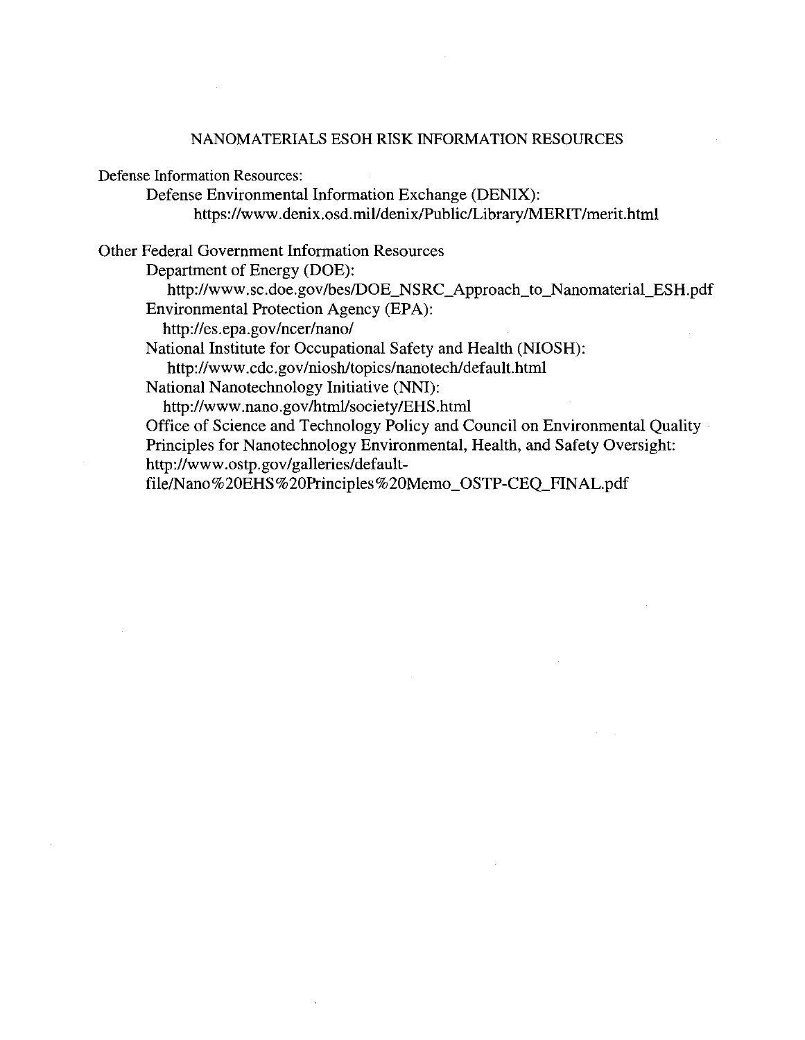# NANOMATERIALS ESOH RISK INFORMATION RESOURCES

Defense Information Resources:

Defense Environmental Information Exchange (DENIX):
https://www.denix.osd.mil/denix/Public/Library/MERIT/merit.html

Other Federal Government Information Resources

Department of Energy (DOE):
http://www.sc.doe.gov/bes/DOE_NSRC_Approach_to_Nanomaterial_ESH.pdf

Environmental Protection Agency (EPA):
http://es.epa.gov/ncer/nano/

National Institute for Occupational Safety and Health (NIOSH):
http://www.cdc.gov/niosh/topics/nanotech/default.html

National Nanotechnology Initiative (NNI):
http://www.nano.gov/html/society/EHS.html

Office of Science and Technology Policy and Council on Environmental Quality Principles for Nanotechnology Environmental, Health, and Safety Oversight:
http://www.ostp.gov/galleries/default-file/Nano%20EHS%20Principles%20Memo_OSTP-CEQ_FINAL.pdf